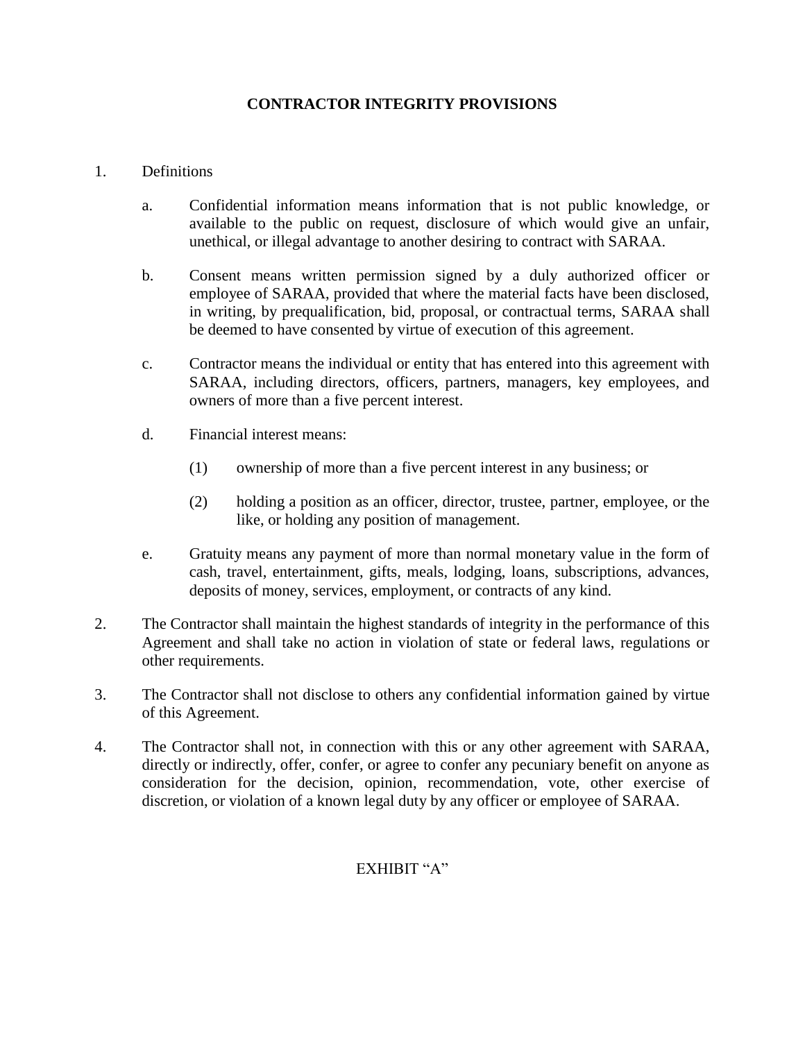# CONTRACTOR INTEGRITY PROVISIONS

1. Definitions

   a. Confidential information means information that is not public knowledge, or available to the public on request, disclosure of which would give an unfair, unethical, or illegal advantage to another desiring to contract with SARAA.

   b. Consent means written permission signed by a duly authorized officer or employee of SARAA, provided that where the material facts have been disclosed, in writing, by prequalification, bid, proposal, or contractual terms, SARAA shall be deemed to have consented by virtue of execution of this agreement.

   c. Contractor means the individual or entity that has entered into this agreement with SARAA, including directors, officers, partners, managers, key employees, and owners of more than a five percent interest.

   d. Financial interest means:

      (1) ownership of more than a five percent interest in any business; or

      (2) holding a position as an officer, director, trustee, partner, employee, or the like, or holding any position of management.

   e. Gratuity means any payment of more than normal monetary value in the form of cash, travel, entertainment, gifts, meals, lodging, loans, subscriptions, advances, deposits of money, services, employment, or contracts of any kind.

2. The Contractor shall maintain the highest standards of integrity in the performance of this Agreement and shall take no action in violation of state or federal laws, regulations or other requirements.

3. The Contractor shall not disclose to others any confidential information gained by virtue of this Agreement.

4. The Contractor shall not, in connection with this or any other agreement with SARAA, directly or indirectly, offer, confer, or agree to confer any pecuniary benefit on anyone as consideration for the decision, opinion, recommendation, vote, other exercise of discretion, or violation of a known legal duty by any officer or employee of SARAA.

EXHIBIT "A"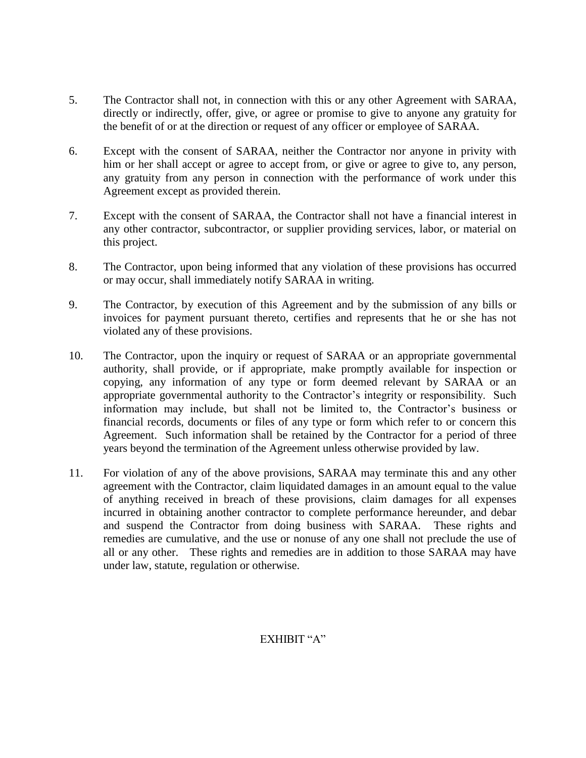5. The Contractor shall not, in connection with this or any other Agreement with SARAA, directly or indirectly, offer, give, or agree or promise to give to anyone any gratuity for the benefit of or at the direction or request of any officer or employee of SARAA.

6. Except with the consent of SARAA, neither the Contractor nor anyone in privity with him or her shall accept or agree to accept from, or give or agree to give to, any person, any gratuity from any person in connection with the performance of work under this Agreement except as provided therein.

7. Except with the consent of SARAA, the Contractor shall not have a financial interest in any other contractor, subcontractor, or supplier providing services, labor, or material on this project.

8. The Contractor, upon being informed that any violation of these provisions has occurred or may occur, shall immediately notify SARAA in writing.

9. The Contractor, by execution of this Agreement and by the submission of any bills or invoices for payment pursuant thereto, certifies and represents that he or she has not violated any of these provisions.

10. The Contractor, upon the inquiry or request of SARAA or an appropriate governmental authority, shall provide, or if appropriate, make promptly available for inspection or copying, any information of any type or form deemed relevant by SARAA or an appropriate governmental authority to the Contractor's integrity or responsibility. Such information may include, but shall not be limited to, the Contractor's business or financial records, documents or files of any type or form which refer to or concern this Agreement. Such information shall be retained by the Contractor for a period of three years beyond the termination of the Agreement unless otherwise provided by law.

11. For violation of any of the above provisions, SARAA may terminate this and any other agreement with the Contractor, claim liquidated damages in an amount equal to the value of anything received in breach of these provisions, claim damages for all expenses incurred in obtaining another contractor to complete performance hereunder, and debar and suspend the Contractor from doing business with SARAA. These rights and remedies are cumulative, and the use or nonuse of any one shall not preclude the use of all or any other. These rights and remedies are in addition to those SARAA may have under law, statute, regulation or otherwise.

EXHIBIT "A"